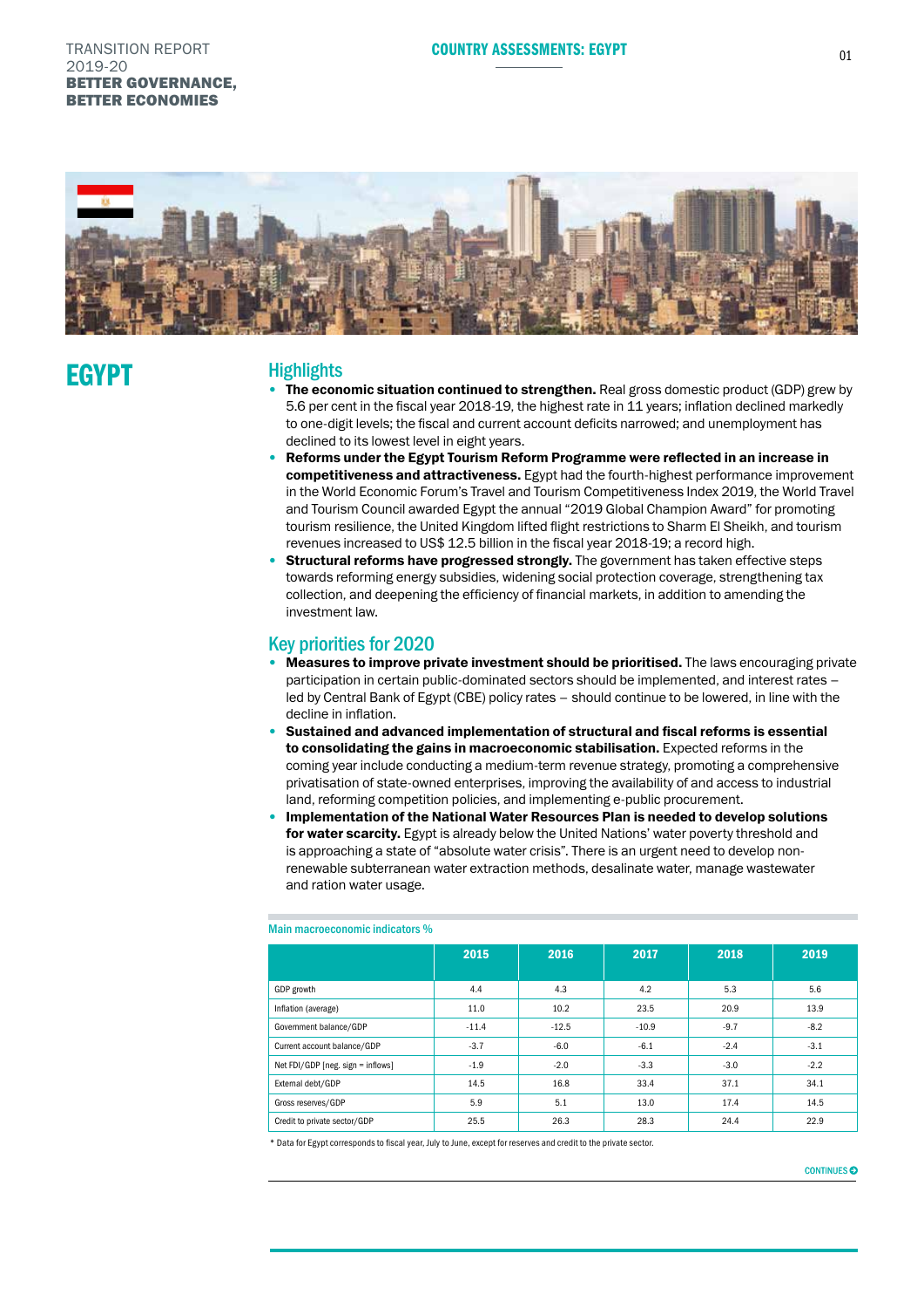# EGYPT

## Highlights

- **The economic situation continued to strengthen.** Real gross domestic product (GDP) grew by 5.6 per cent in the fiscal year 2018-19, the highest rate in 11 years; inflation declined markedly to one-digit levels; the fiscal and current account deficits narrowed; and unemployment has declined to its lowest level in eight years.
- **Reforms under the Egypt Tourism Reform Programme were reflected in an increase in competitiveness and attractiveness.** Egypt had the fourth-highest performance improvement in the World Economic Forum's Travel and Tourism Competitiveness Index 2019, the World Travel and Tourism Council awarded Egypt the annual "2019 Global Champion Award" for promoting tourism resilience, the United Kingdom lifted flight restrictions to Sharm El Sheikh, and tourism revenues increased to US$ 12.5 billion in the fiscal year 2018-19; a record high.
- **Structural reforms have progressed strongly.** The government has taken effective steps towards reforming energy subsidies, widening social protection coverage, strengthening tax collection, and deepening the efficiency of financial markets, in addition to amending the investment law.

## Key priorities for 2020

- **Measures to improve private investment should be prioritised.** The laws encouraging private participation in certain public-dominated sectors should be implemented, and interest rates – led by Central Bank of Egypt (CBE) policy rates – should continue to be lowered, in line with the decline in inflation.
- **Sustained and advanced implementation of structural and fiscal reforms is essential to consolidating the gains in macroeconomic stabilisation.** Expected reforms in the coming year include conducting a medium-term revenue strategy, promoting a comprehensive privatisation of state-owned enterprises, improving the availability of and access to industrial land, reforming competition policies, and implementing e-public procurement.
- **Implementation of the National Water Resources Plan is needed to develop solutions for water scarcity.** Egypt is already below the United Nations' water poverty threshold and is approaching a state of "absolute water crisis". There is an urgent need to develop non-renewable subterranean water extraction methods, desalinate water, manage wastewater and ration water usage.

**Main macroeconomic indicators %**

| | 2015 | 2016 | 2017 | 2018 | 2019 |
|---|---|---|---|---|---|
| GDP growth | 4.4 | 4.3 | 4.2 | 5.3 | 5.6 |
| Inflation (average) | 11.0 | 10.2 | 23.5 | 20.9 | 13.9 |
| Government balance/GDP | -11.4 | -12.5 | -10.9 | -9.7 | -8.2 |
| Current account balance/GDP | -3.7 | -6.0 | -6.1 | -2.4 | -3.1 |
| Net FDI/GDP [neg. sign = inflows] | -1.9 | -2.0 | -3.3 | -3.0 | -2.2 |
| External debt/GDP | 14.5 | 16.8 | 33.4 | 37.1 | 34.1 |
| Gross reserves/GDP | 5.9 | 5.1 | 13.0 | 17.4 | 14.5 |
| Credit to private sector/GDP | 25.5 | 26.3 | 28.3 | 24.4 | 22.9 |

* Data for Egypt corresponds to fiscal year, July to June, except for reserves and credit to the private sector.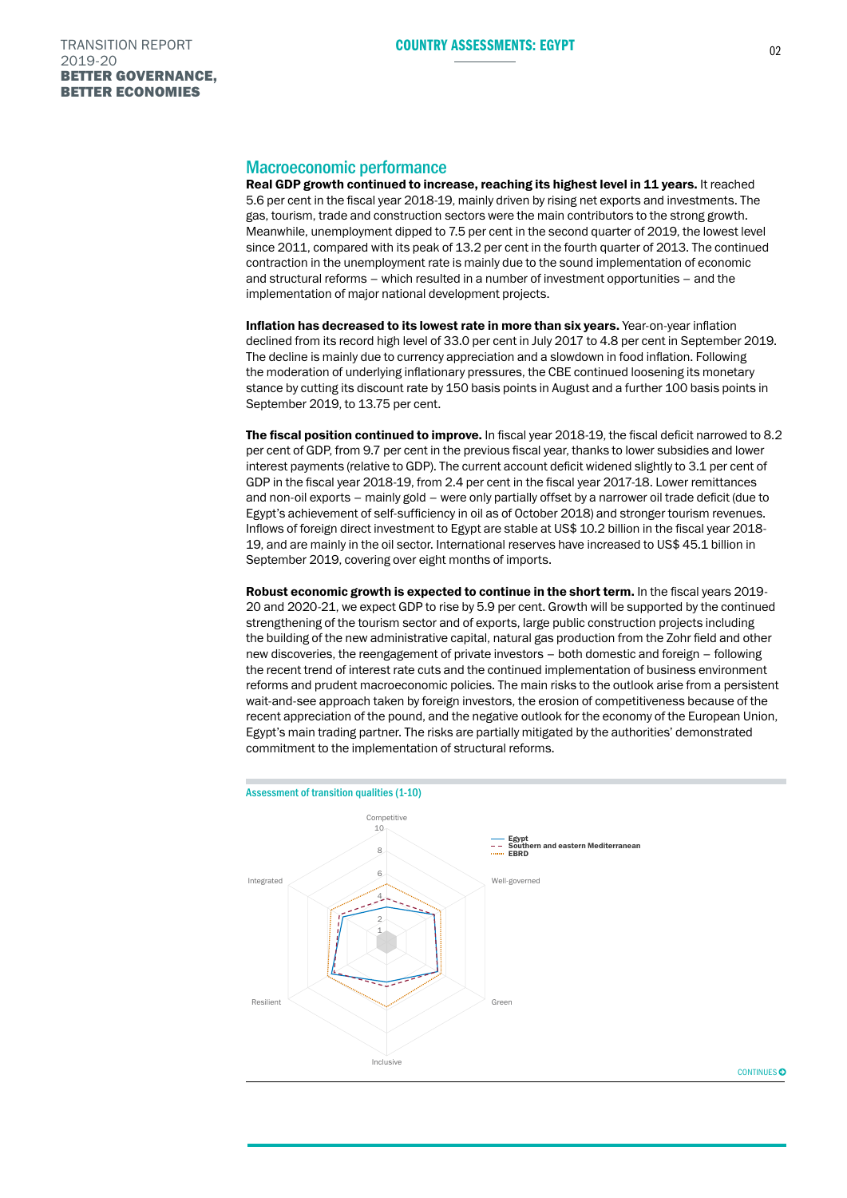## Macroeconomic performance

**Real GDP growth continued to increase, reaching its highest level in 11 years.** It reached 5.6 per cent in the fiscal year 2018-19, mainly driven by rising net exports and investments. The gas, tourism, trade and construction sectors were the main contributors to the strong growth. Meanwhile, unemployment dipped to 7.5 per cent in the second quarter of 2019, the lowest level since 2011, compared with its peak of 13.2 per cent in the fourth quarter of 2013. The continued contraction in the unemployment rate is mainly due to the sound implementation of economic and structural reforms – which resulted in a number of investment opportunities – and the implementation of major national development projects.

**Inflation has decreased to its lowest rate in more than six years.** Year-on-year inflation declined from its record high level of 33.0 per cent in July 2017 to 4.8 per cent in September 2019. The decline is mainly due to currency appreciation and a slowdown in food inflation. Following the moderation of underlying inflationary pressures, the CBE continued loosening its monetary stance by cutting its discount rate by 150 basis points in August and a further 100 basis points in September 2019, to 13.75 per cent.

**The fiscal position continued to improve.** In fiscal year 2018-19, the fiscal deficit narrowed to 8.2 per cent of GDP, from 9.7 per cent in the previous fiscal year, thanks to lower subsidies and lower interest payments (relative to GDP). The current account deficit widened slightly to 3.1 per cent of GDP in the fiscal year 2018-19, from 2.4 per cent in the fiscal year 2017-18. Lower remittances and non-oil exports – mainly gold – were only partially offset by a narrower oil trade deficit (due to Egypt's achievement of self-sufficiency in oil as of October 2018) and stronger tourism revenues. Inflows of foreign direct investment to Egypt are stable at US$ 10.2 billion in the fiscal year 2018-19, and are mainly in the oil sector. International reserves have increased to US$ 45.1 billion in September 2019, covering over eight months of imports.

**Robust economic growth is expected to continue in the short term.** In the fiscal years 2019-20 and 2020-21, we expect GDP to rise by 5.9 per cent. Growth will be supported by the continued strengthening of the tourism sector and of exports, large public construction projects including the building of the new administrative capital, natural gas production from the Zohr field and other new discoveries, the reengagement of private investors – both domestic and foreign – following the recent trend of interest rate cuts and the continued implementation of business environment reforms and prudent macroeconomic policies. The main risks to the outlook arise from a persistent wait-and-see approach taken by foreign investors, the erosion of competitiveness because of the recent appreciation of the pound, and the negative outlook for the economy of the European Union, Egypt's main trading partner. The risks are partially mitigated by the authorities' demonstrated commitment to the implementation of structural reforms.

Assessment of transition qualities (1-10)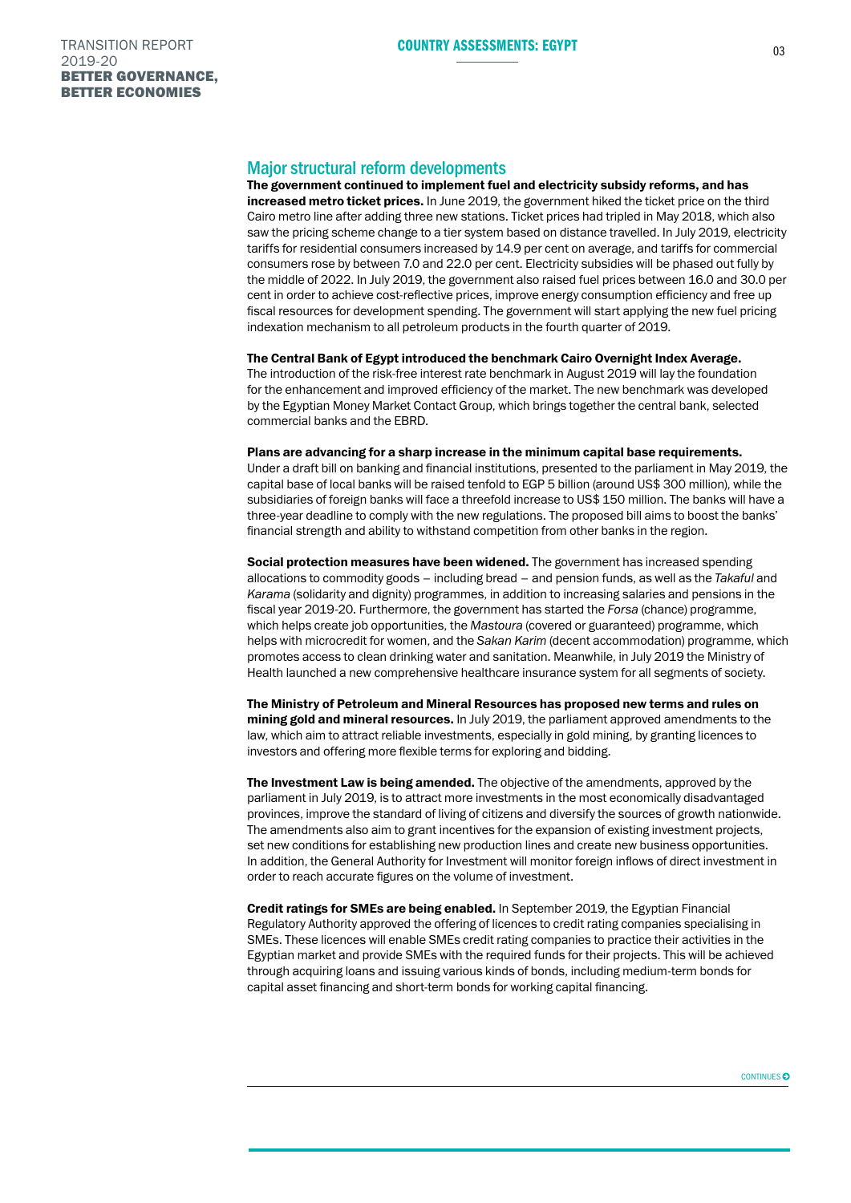## Major structural reform developments

**The government continued to implement fuel and electricity subsidy reforms, and has increased metro ticket prices.** In June 2019, the government hiked the ticket price on the third Cairo metro line after adding three new stations. Ticket prices had tripled in May 2018, which also saw the pricing scheme change to a tier system based on distance travelled. In July 2019, electricity tariffs for residential consumers increased by 14.9 per cent on average, and tariffs for commercial consumers rose by between 7.0 and 22.0 per cent. Electricity subsidies will be phased out fully by the middle of 2022. In July 2019, the government also raised fuel prices between 16.0 and 30.0 per cent in order to achieve cost-reflective prices, improve energy consumption efficiency and free up fiscal resources for development spending. The government will start applying the new fuel pricing indexation mechanism to all petroleum products in the fourth quarter of 2019.

**The Central Bank of Egypt introduced the benchmark Cairo Overnight Index Average.** The introduction of the risk-free interest rate benchmark in August 2019 will lay the foundation for the enhancement and improved efficiency of the market. The new benchmark was developed by the Egyptian Money Market Contact Group, which brings together the central bank, selected commercial banks and the EBRD.

**Plans are advancing for a sharp increase in the minimum capital base requirements.** Under a draft bill on banking and financial institutions, presented to the parliament in May 2019, the capital base of local banks will be raised tenfold to EGP 5 billion (around US$ 300 million), while the subsidiaries of foreign banks will face a threefold increase to US$ 150 million. The banks will have a three-year deadline to comply with the new regulations. The proposed bill aims to boost the banks' financial strength and ability to withstand competition from other banks in the region.

**Social protection measures have been widened.** The government has increased spending allocations to commodity goods – including bread – and pension funds, as well as the *Takaful* and *Karama* (solidarity and dignity) programmes, in addition to increasing salaries and pensions in the fiscal year 2019-20. Furthermore, the government has started the *Forsa* (chance) programme, which helps create job opportunities, the *Mastoura* (covered or guaranteed) programme, which helps with microcredit for women, and the *Sakan Karim* (decent accommodation) programme, which promotes access to clean drinking water and sanitation. Meanwhile, in July 2019 the Ministry of Health launched a new comprehensive healthcare insurance system for all segments of society.

**The Ministry of Petroleum and Mineral Resources has proposed new terms and rules on mining gold and mineral resources.** In July 2019, the parliament approved amendments to the law, which aim to attract reliable investments, especially in gold mining, by granting licences to investors and offering more flexible terms for exploring and bidding.

**The Investment Law is being amended.** The objective of the amendments, approved by the parliament in July 2019, is to attract more investments in the most economically disadvantaged provinces, improve the standard of living of citizens and diversify the sources of growth nationwide. The amendments also aim to grant incentives for the expansion of existing investment projects, set new conditions for establishing new production lines and create new business opportunities. In addition, the General Authority for Investment will monitor foreign inflows of direct investment in order to reach accurate figures on the volume of investment.

**Credit ratings for SMEs are being enabled.** In September 2019, the Egyptian Financial Regulatory Authority approved the offering of licences to credit rating companies specialising in SMEs. These licences will enable SMEs credit rating companies to practice their activities in the Egyptian market and provide SMEs with the required funds for their projects. This will be achieved through acquiring loans and issuing various kinds of bonds, including medium-term bonds for capital asset financing and short-term bonds for working capital financing.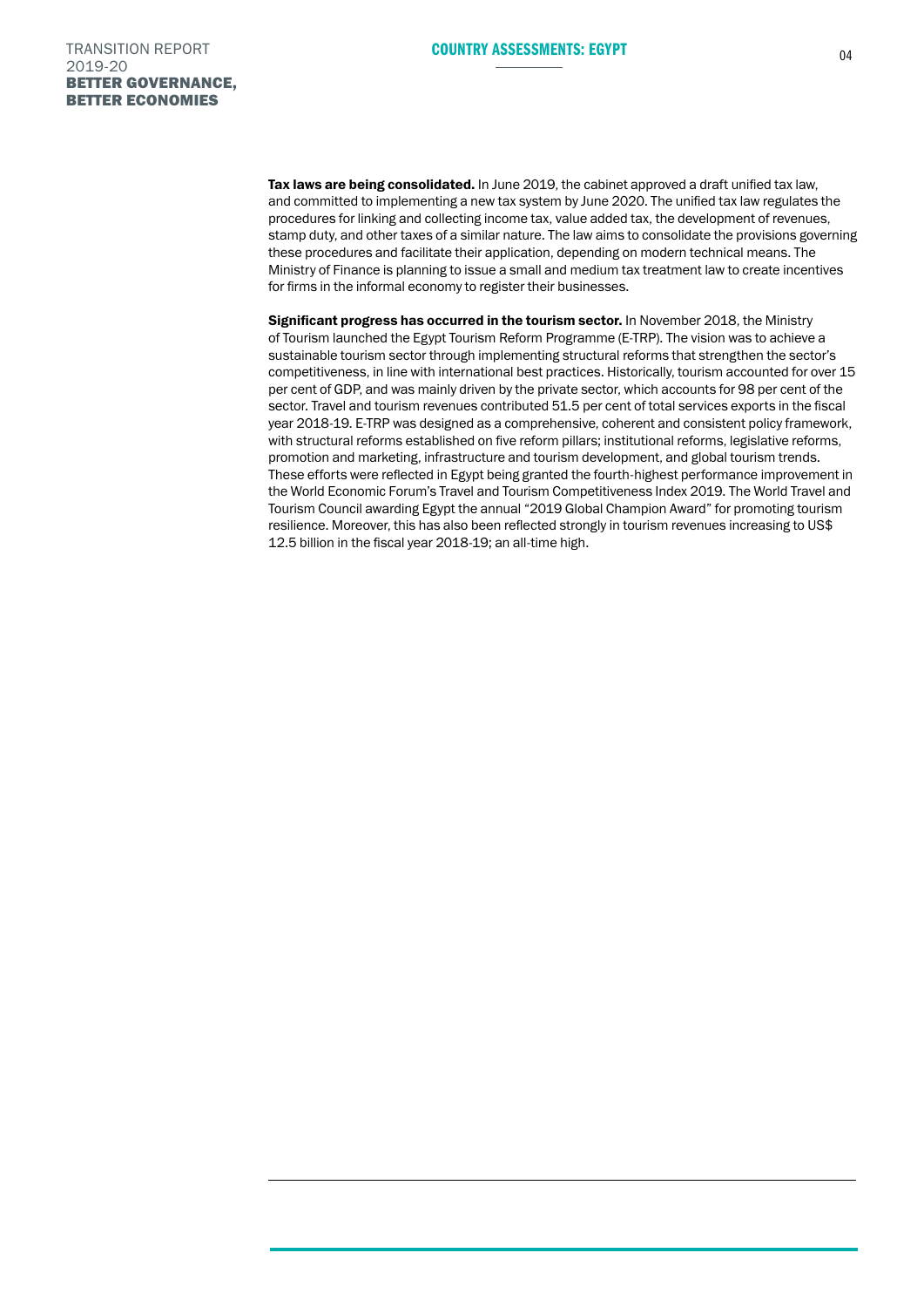**Tax laws are being consolidated.** In June 2019, the cabinet approved a draft unified tax law, and committed to implementing a new tax system by June 2020. The unified tax law regulates the procedures for linking and collecting income tax, value added tax, the development of revenues, stamp duty, and other taxes of a similar nature. The law aims to consolidate the provisions governing these procedures and facilitate their application, depending on modern technical means. The Ministry of Finance is planning to issue a small and medium tax treatment law to create incentives for firms in the informal economy to register their businesses.

**Significant progress has occurred in the tourism sector.** In November 2018, the Ministry of Tourism launched the Egypt Tourism Reform Programme (E-TRP). The vision was to achieve a sustainable tourism sector through implementing structural reforms that strengthen the sector's competitiveness, in line with international best practices. Historically, tourism accounted for over 15 per cent of GDP, and was mainly driven by the private sector, which accounts for 98 per cent of the sector. Travel and tourism revenues contributed 51.5 per cent of total services exports in the fiscal year 2018-19. E-TRP was designed as a comprehensive, coherent and consistent policy framework, with structural reforms established on five reform pillars; institutional reforms, legislative reforms, promotion and marketing, infrastructure and tourism development, and global tourism trends. These efforts were reflected in Egypt being granted the fourth-highest performance improvement in the World Economic Forum's Travel and Tourism Competitiveness Index 2019. The World Travel and Tourism Council awarding Egypt the annual "2019 Global Champion Award" for promoting tourism resilience. Moreover, this has also been reflected strongly in tourism revenues increasing to US$ 12.5 billion in the fiscal year 2018-19; an all-time high.